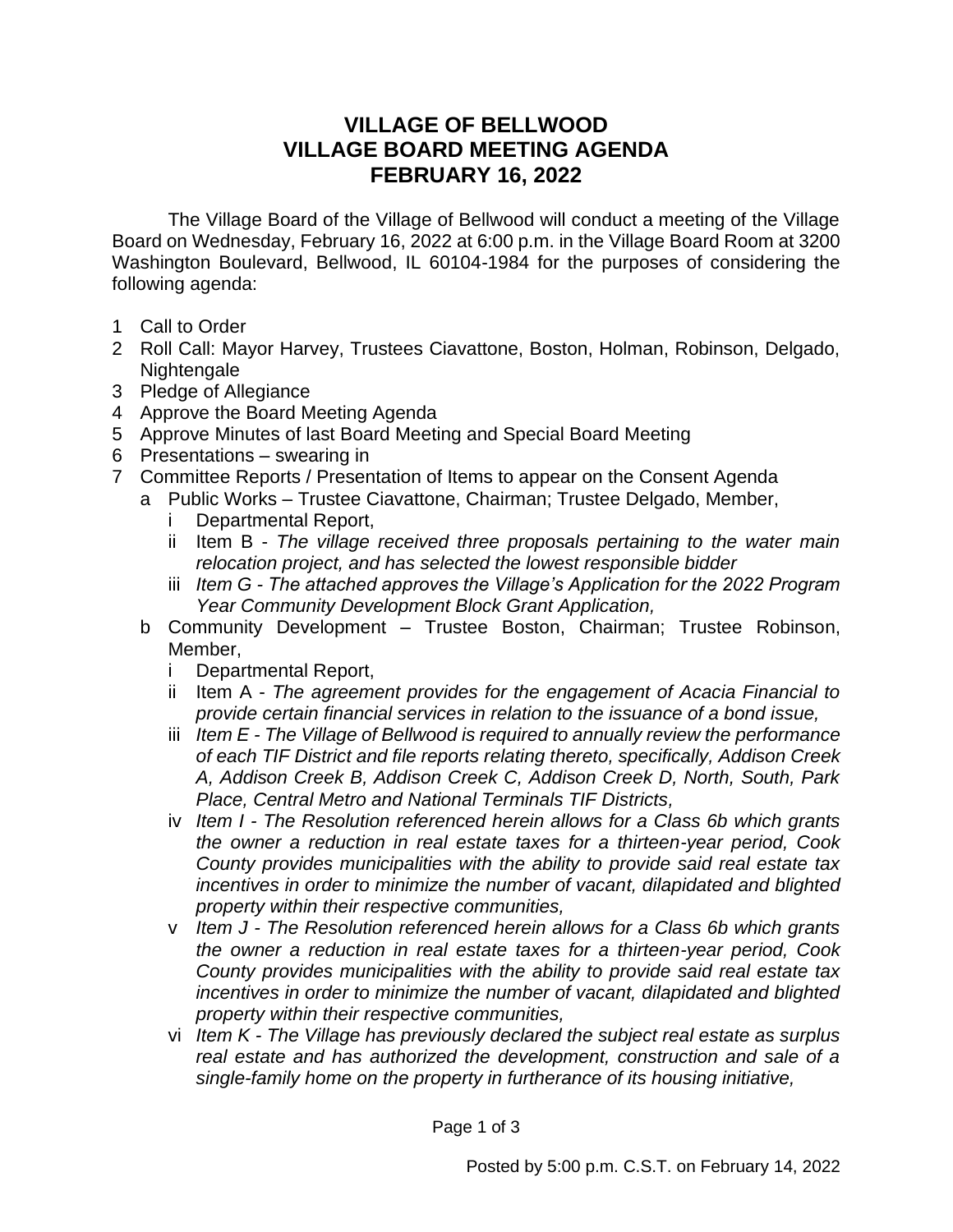# VILLAGE OF BELLWOOD
# VILLAGE BOARD MEETING AGENDA
# FEBRUARY 16, 2022

The Village Board of the Village of Bellwood will conduct a meeting of the Village Board on Wednesday, February 16, 2022 at 6:00 p.m. in the Village Board Room at 3200 Washington Boulevard, Bellwood, IL 60104-1984 for the purposes of considering the following agenda:

1 Call to Order
2 Roll Call: Mayor Harvey, Trustees Ciavattone, Boston, Holman, Robinson, Delgado, Nightengale
3 Pledge of Allegiance
4 Approve the Board Meeting Agenda
5 Approve Minutes of last Board Meeting and Special Board Meeting
6 Presentations – swearing in
7 Committee Reports / Presentation of Items to appear on the Consent Agenda
   a Public Works – Trustee Ciavattone, Chairman; Trustee Delgado, Member,
      i Departmental Report,
      ii Item B - *The village received three proposals pertaining to the water main relocation project, and has selected the lowest responsible bidder*
      iii *Item G - The attached approves the Village's Application for the 2022 Program Year Community Development Block Grant Application,*
   b Community Development – Trustee Boston, Chairman; Trustee Robinson, Member,
      i Departmental Report,
      ii Item A - *The agreement provides for the engagement of Acacia Financial to provide certain financial services in relation to the issuance of a bond issue,*
      iii *Item E - The Village of Bellwood is required to annually review the performance of each TIF District and file reports relating thereto, specifically, Addison Creek A, Addison Creek B, Addison Creek C, Addison Creek D, North, South, Park Place, Central Metro and National Terminals TIF Districts,*
      iv *Item I - The Resolution referenced herein allows for a Class 6b which grants the owner a reduction in real estate taxes for a thirteen-year period, Cook County provides municipalities with the ability to provide said real estate tax incentives in order to minimize the number of vacant, dilapidated and blighted property within their respective communities,*
      v *Item J - The Resolution referenced herein allows for a Class 6b which grants the owner a reduction in real estate taxes for a thirteen-year period, Cook County provides municipalities with the ability to provide said real estate tax incentives in order to minimize the number of vacant, dilapidated and blighted property within their respective communities,*
      vi *Item K - The Village has previously declared the subject real estate as surplus real estate and has authorized the development, construction and sale of a single-family home on the property in furtherance of its housing initiative,*

Posted by 5:00 p.m. C.S.T. on February 14, 2022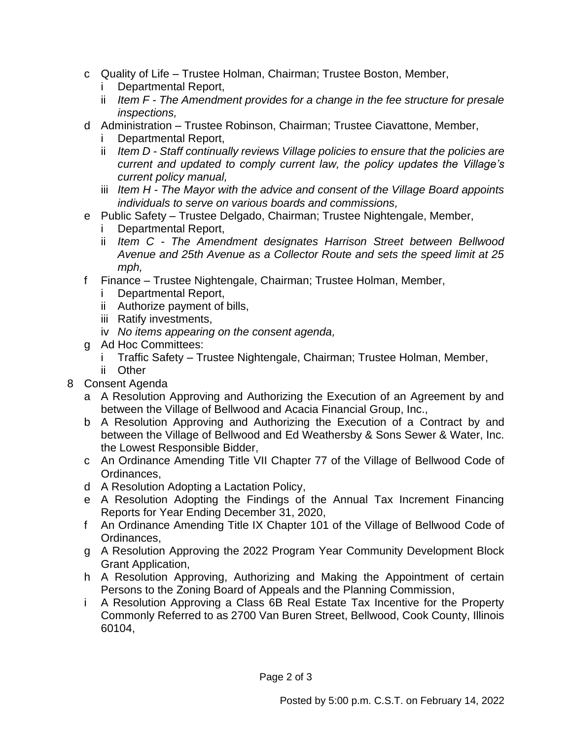- c Quality of Life – Trustee Holman, Chairman; Trustee Boston, Member,
  - i Departmental Report,
  - ii *Item F - The Amendment provides for a change in the fee structure for presale inspections,*
- d Administration – Trustee Robinson, Chairman; Trustee Ciavattone, Member,
  - i Departmental Report,
  - ii *Item D - Staff continually reviews Village policies to ensure that the policies are current and updated to comply current law, the policy updates the Village's current policy manual,*
  - iii *Item H - The Mayor with the advice and consent of the Village Board appoints individuals to serve on various boards and commissions,*
- e Public Safety – Trustee Delgado, Chairman; Trustee Nightengale, Member,
  - i Departmental Report,
  - ii *Item C - The Amendment designates Harrison Street between Bellwood Avenue and 25th Avenue as a Collector Route and sets the speed limit at 25 mph,*
- f Finance – Trustee Nightengale, Chairman; Trustee Holman, Member,
  - i Departmental Report,
  - ii Authorize payment of bills,
  - iii Ratify investments,
  - iv *No items appearing on the consent agenda,*
- g Ad Hoc Committees:
  - i Traffic Safety – Trustee Nightengale, Chairman; Trustee Holman, Member,
  - ii Other

8 Consent Agenda

- a A Resolution Approving and Authorizing the Execution of an Agreement by and between the Village of Bellwood and Acacia Financial Group, Inc.,
- b A Resolution Approving and Authorizing the Execution of a Contract by and between the Village of Bellwood and Ed Weathersby & Sons Sewer & Water, Inc. the Lowest Responsible Bidder,
- c An Ordinance Amending Title VII Chapter 77 of the Village of Bellwood Code of Ordinances,
- d A Resolution Adopting a Lactation Policy,
- e A Resolution Adopting the Findings of the Annual Tax Increment Financing Reports for Year Ending December 31, 2020,
- f An Ordinance Amending Title IX Chapter 101 of the Village of Bellwood Code of Ordinances,
- g A Resolution Approving the 2022 Program Year Community Development Block Grant Application,
- h A Resolution Approving, Authorizing and Making the Appointment of certain Persons to the Zoning Board of Appeals and the Planning Commission,
- i A Resolution Approving a Class 6B Real Estate Tax Incentive for the Property Commonly Referred to as 2700 Van Buren Street, Bellwood, Cook County, Illinois 60104,

Posted by 5:00 p.m. C.S.T. on February 14, 2022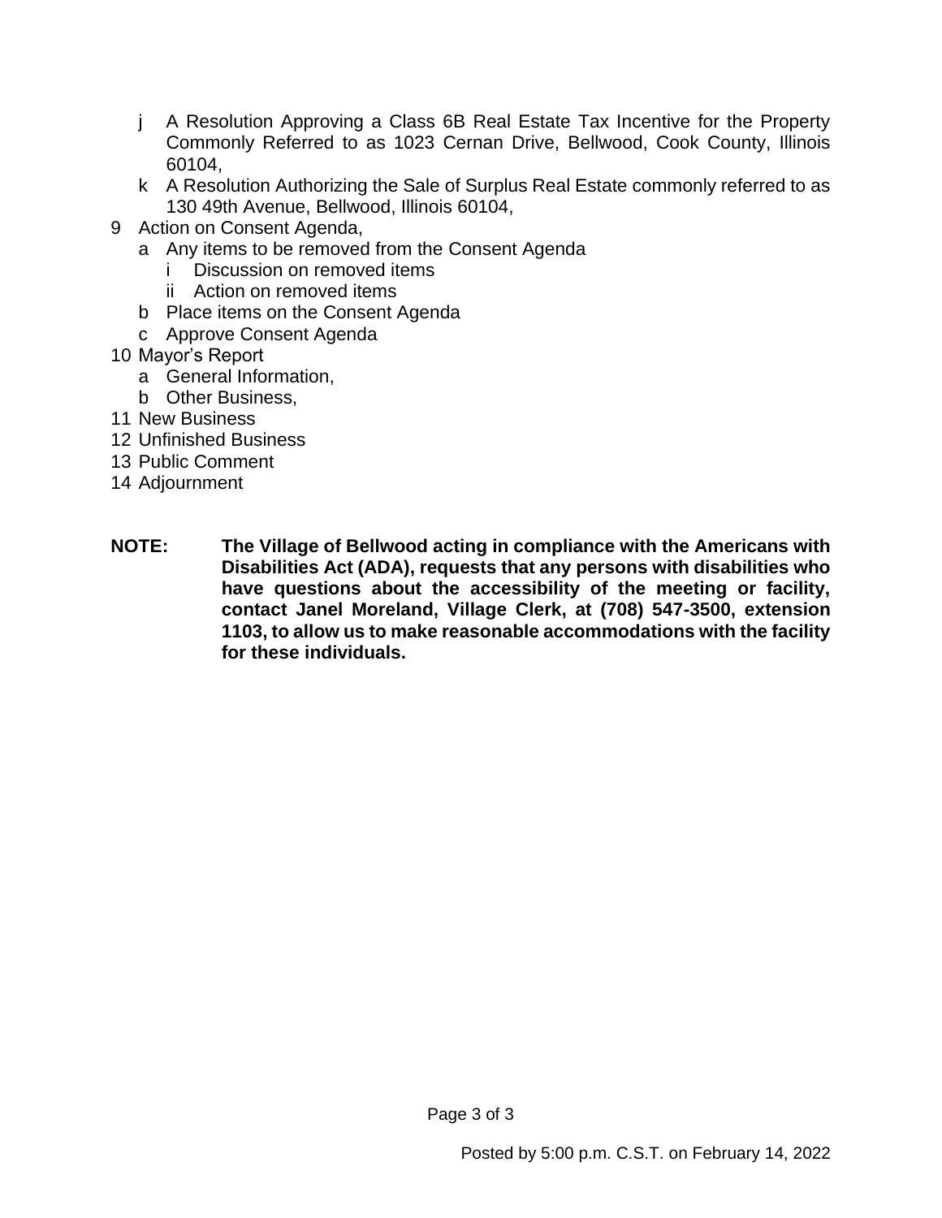- j A Resolution Approving a Class 6B Real Estate Tax Incentive for the Property Commonly Referred to as 1023 Cernan Drive, Bellwood, Cook County, Illinois 60104,
- k A Resolution Authorizing the Sale of Surplus Real Estate commonly referred to as 130 49th Avenue, Bellwood, Illinois 60104,

9 Action on Consent Agenda,
- a Any items to be removed from the Consent Agenda
  - i Discussion on removed items
  - ii Action on removed items
- b Place items on the Consent Agenda
- c Approve Consent Agenda

10 Mayor's Report
- a General Information,
- b Other Business,

11 New Business

12 Unfinished Business

13 Public Comment

14 Adjournment

**NOTE: The Village of Bellwood acting in compliance with the Americans with Disabilities Act (ADA), requests that any persons with disabilities who have questions about the accessibility of the meeting or facility, contact Janel Moreland, Village Clerk, at (708) 547-3500, extension 1103, to allow us to make reasonable accommodations with the facility for these individuals.**

Posted by 5:00 p.m. C.S.T. on February 14, 2022